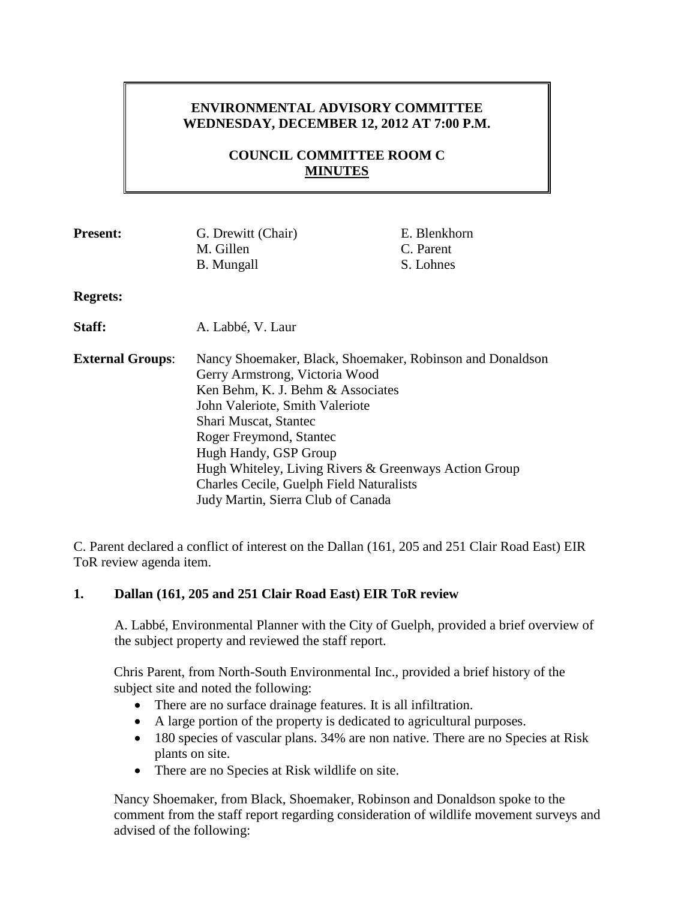# ENVIRONMENTAL ADVISORY COMMITTEE
## WEDNESDAY, DECEMBER 12, 2012 AT 7:00 P.M.

## COUNCIL COMMITTEE ROOM C
## MINUTES

**Present:** G. Drewitt (Chair), M. Gillen, B. Mungall, E. Blenkhorn, C. Parent, S. Lohnes

**Regrets:**

**Staff:** A. Labbé, V. Laur

**External Groups**:
Nancy Shoemaker, Black, Shoemaker, Robinson and Donaldson
Gerry Armstrong, Victoria Wood
Ken Behm, K. J. Behm & Associates
John Valeriote, Smith Valeriote
Shari Muscat, Stantec
Roger Freymond, Stantec
Hugh Handy, GSP Group
Hugh Whiteley, Living Rivers & Greenways Action Group
Charles Cecile, Guelph Field Naturalists
Judy Martin, Sierra Club of Canada

C. Parent declared a conflict of interest on the Dallan (161, 205 and 251 Clair Road East) EIR ToR review agenda item.

**1. Dallan (161, 205 and 251 Clair Road East) EIR ToR review**

A. Labbé, Environmental Planner with the City of Guelph, provided a brief overview of the subject property and reviewed the staff report.

Chris Parent, from North-South Environmental Inc., provided a brief history of the subject site and noted the following:

- There are no surface drainage features. It is all infiltration.
- A large portion of the property is dedicated to agricultural purposes.
- 180 species of vascular plans. 34% are non native. There are no Species at Risk plants on site.
- There are no Species at Risk wildlife on site.

Nancy Shoemaker, from Black, Shoemaker, Robinson and Donaldson spoke to the comment from the staff report regarding consideration of wildlife movement surveys and advised of the following: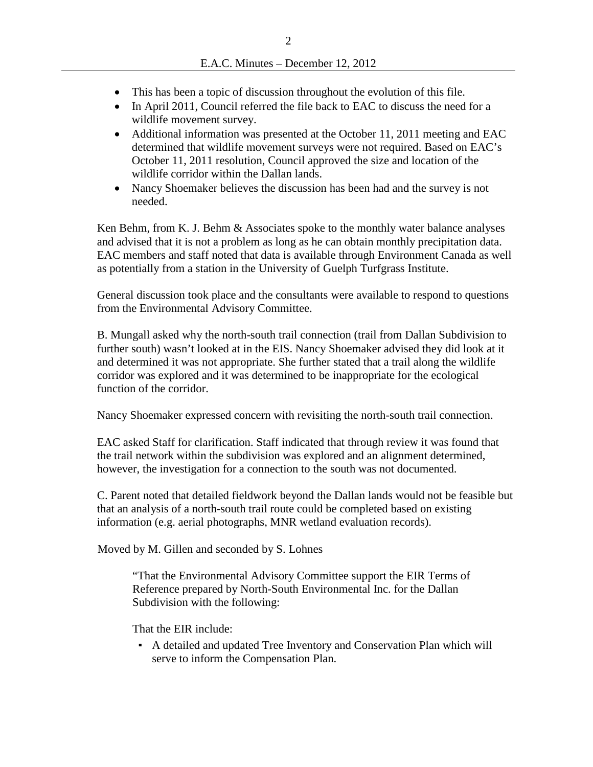- This has been a topic of discussion throughout the evolution of this file.
- In April 2011, Council referred the file back to EAC to discuss the need for a wildlife movement survey.
- Additional information was presented at the October 11, 2011 meeting and EAC determined that wildlife movement surveys were not required. Based on EAC's October 11, 2011 resolution, Council approved the size and location of the wildlife corridor within the Dallan lands.
- Nancy Shoemaker believes the discussion has been had and the survey is not needed.

Ken Behm, from K. J. Behm & Associates spoke to the monthly water balance analyses and advised that it is not a problem as long as he can obtain monthly precipitation data. EAC members and staff noted that data is available through Environment Canada as well as potentially from a station in the University of Guelph Turfgrass Institute.

General discussion took place and the consultants were available to respond to questions from the Environmental Advisory Committee.

B. Mungall asked why the north-south trail connection (trail from Dallan Subdivision to further south) wasn't looked at in the EIS. Nancy Shoemaker advised they did look at it and determined it was not appropriate. She further stated that a trail along the wildlife corridor was explored and it was determined to be inappropriate for the ecological function of the corridor.

Nancy Shoemaker expressed concern with revisiting the north-south trail connection.

EAC asked Staff for clarification. Staff indicated that through review it was found that the trail network within the subdivision was explored and an alignment determined, however, the investigation for a connection to the south was not documented.

C. Parent noted that detailed fieldwork beyond the Dallan lands would not be feasible but that an analysis of a north-south trail route could be completed based on existing information (e.g. aerial photographs, MNR wetland evaluation records).

Moved by M. Gillen and seconded by S. Lohnes

> "That the Environmental Advisory Committee support the EIR Terms of Reference prepared by North-South Environmental Inc. for the Dallan Subdivision with the following:
>
> That the EIR include:
>
> - A detailed and updated Tree Inventory and Conservation Plan which will serve to inform the Compensation Plan.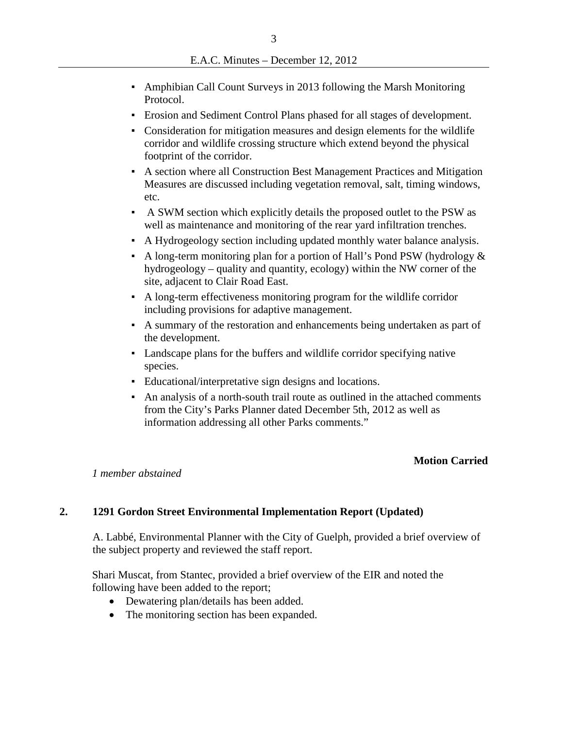- Amphibian Call Count Surveys in 2013 following the Marsh Monitoring Protocol.
- Erosion and Sediment Control Plans phased for all stages of development.
- Consideration for mitigation measures and design elements for the wildlife corridor and wildlife crossing structure which extend beyond the physical footprint of the corridor.
- A section where all Construction Best Management Practices and Mitigation Measures are discussed including vegetation removal, salt, timing windows, etc.
- A SWM section which explicitly details the proposed outlet to the PSW as well as maintenance and monitoring of the rear yard infiltration trenches.
- A Hydrogeology section including updated monthly water balance analysis.
- A long-term monitoring plan for a portion of Hall's Pond PSW (hydrology & hydrogeology – quality and quantity, ecology) within the NW corner of the site, adjacent to Clair Road East.
- A long-term effectiveness monitoring program for the wildlife corridor including provisions for adaptive management.
- A summary of the restoration and enhancements being undertaken as part of the development.
- Landscape plans for the buffers and wildlife corridor specifying native species.
- Educational/interpretative sign designs and locations.
- An analysis of a north-south trail route as outlined in the attached comments from the City's Parks Planner dated December 5th, 2012 as well as information addressing all other Parks comments."

**Motion Carried**

*1 member abstained*

## 2. 1291 Gordon Street Environmental Implementation Report (Updated)

A. Labbé, Environmental Planner with the City of Guelph, provided a brief overview of the subject property and reviewed the staff report.

Shari Muscat, from Stantec, provided a brief overview of the EIR and noted the following have been added to the report;

- Dewatering plan/details has been added.
- The monitoring section has been expanded.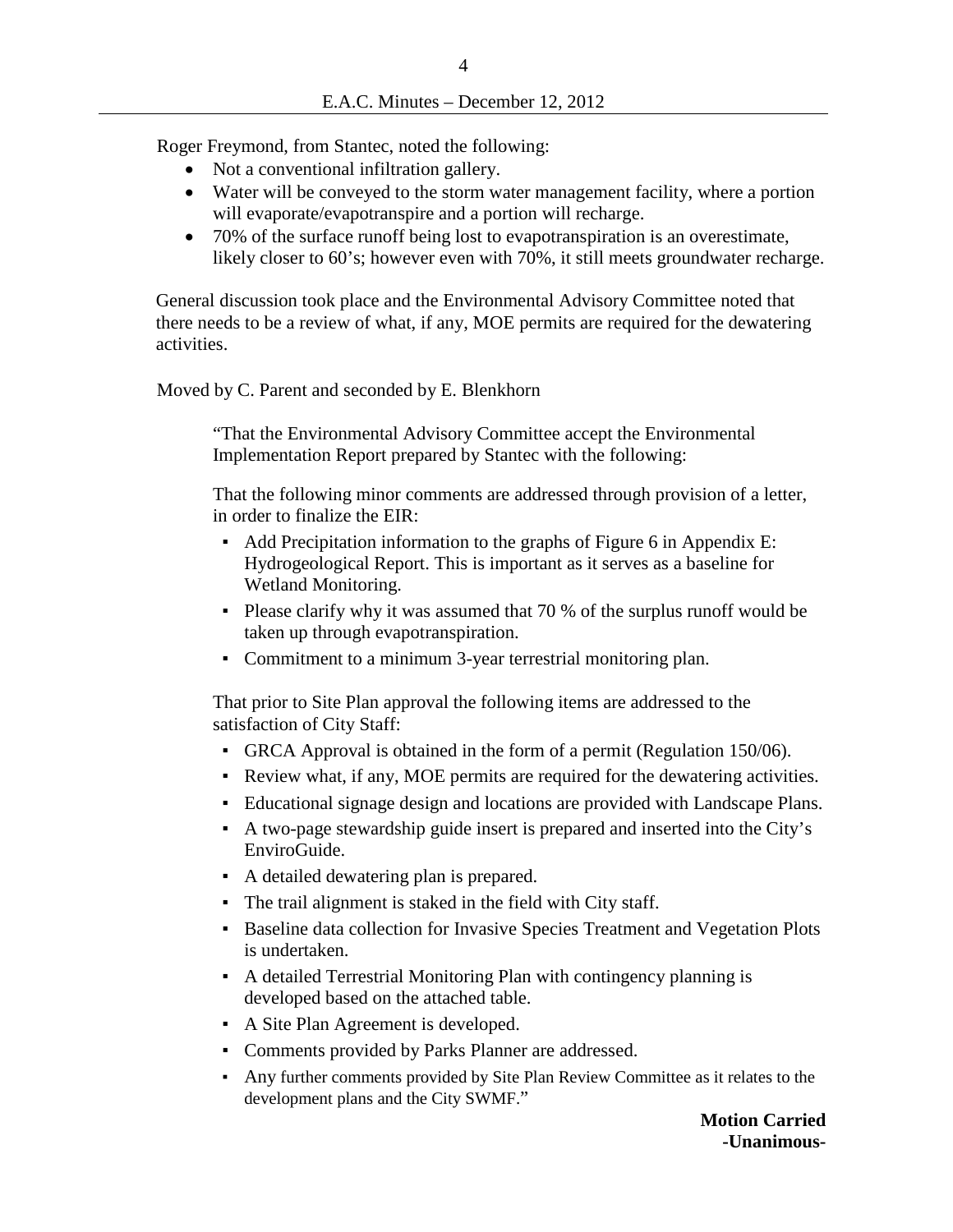Roger Freymond, from Stantec, noted the following:

- Not a conventional infiltration gallery.
- Water will be conveyed to the storm water management facility, where a portion will evaporate/evapotranspire and a portion will recharge.
- 70% of the surface runoff being lost to evapotranspiration is an overestimate, likely closer to 60's; however even with 70%, it still meets groundwater recharge.

General discussion took place and the Environmental Advisory Committee noted that there needs to be a review of what, if any, MOE permits are required for the dewatering activities.

Moved by C. Parent and seconded by E. Blenkhorn

> "That the Environmental Advisory Committee accept the Environmental Implementation Report prepared by Stantec with the following:
>
> That the following minor comments are addressed through provision of a letter, in order to finalize the EIR:
>
> - Add Precipitation information to the graphs of Figure 6 in Appendix E: Hydrogeological Report. This is important as it serves as a baseline for Wetland Monitoring.
> - Please clarify why it was assumed that 70 % of the surplus runoff would be taken up through evapotranspiration.
> - Commitment to a minimum 3-year terrestrial monitoring plan.
>
> That prior to Site Plan approval the following items are addressed to the satisfaction of City Staff:
>
> - GRCA Approval is obtained in the form of a permit (Regulation 150/06).
> - Review what, if any, MOE permits are required for the dewatering activities.
> - Educational signage design and locations are provided with Landscape Plans.
> - A two-page stewardship guide insert is prepared and inserted into the City's EnviroGuide.
> - A detailed dewatering plan is prepared.
> - The trail alignment is staked in the field with City staff.
> - Baseline data collection for Invasive Species Treatment and Vegetation Plots is undertaken.
> - A detailed Terrestrial Monitoring Plan with contingency planning is developed based on the attached table.
> - A Site Plan Agreement is developed.
> - Comments provided by Parks Planner are addressed.
> - Any further comments provided by Site Plan Review Committee as it relates to the development plans and the City SWMF."

**Motion Carried**
**-Unanimous-**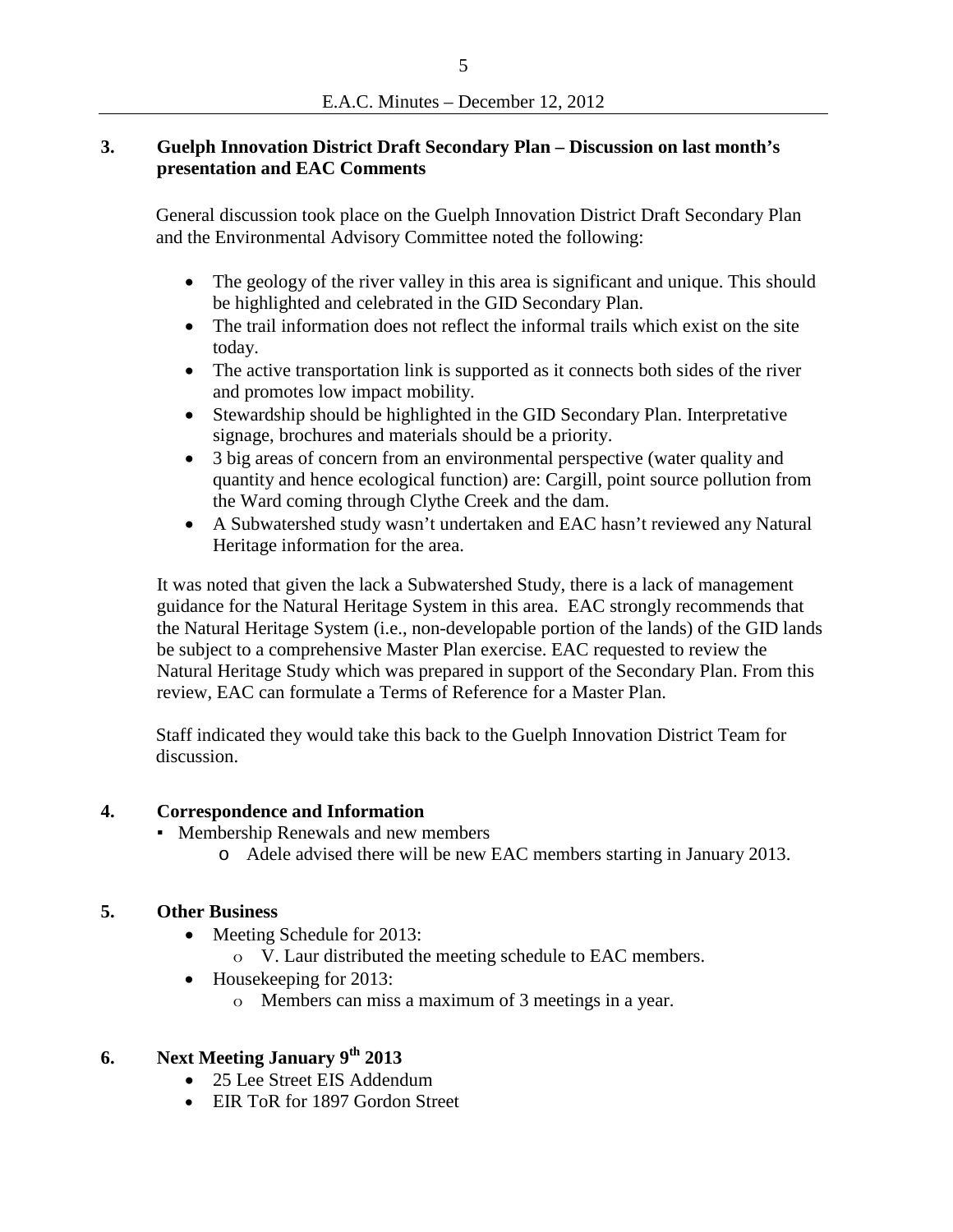## 3. Guelph Innovation District Draft Secondary Plan – Discussion on last month's presentation and EAC Comments

General discussion took place on the Guelph Innovation District Draft Secondary Plan and the Environmental Advisory Committee noted the following:

- The geology of the river valley in this area is significant and unique. This should be highlighted and celebrated in the GID Secondary Plan.
- The trail information does not reflect the informal trails which exist on the site today.
- The active transportation link is supported as it connects both sides of the river and promotes low impact mobility.
- Stewardship should be highlighted in the GID Secondary Plan. Interpretative signage, brochures and materials should be a priority.
- 3 big areas of concern from an environmental perspective (water quality and quantity and hence ecological function) are: Cargill, point source pollution from the Ward coming through Clythe Creek and the dam.
- A Subwatershed study wasn't undertaken and EAC hasn't reviewed any Natural Heritage information for the area.

It was noted that given the lack a Subwatershed Study, there is a lack of management guidance for the Natural Heritage System in this area. EAC strongly recommends that the Natural Heritage System (i.e., non-developable portion of the lands) of the GID lands be subject to a comprehensive Master Plan exercise. EAC requested to review the Natural Heritage Study which was prepared in support of the Secondary Plan. From this review, EAC can formulate a Terms of Reference for a Master Plan.

Staff indicated they would take this back to the Guelph Innovation District Team for discussion.

## 4. Correspondence and Information

- Membership Renewals and new members
  - Adele advised there will be new EAC members starting in January 2013.

## 5. Other Business

- Meeting Schedule for 2013:
  - V. Laur distributed the meeting schedule to EAC members.
- Housekeeping for 2013:
  - Members can miss a maximum of 3 meetings in a year.

## 6. Next Meeting January 9th 2013

- 25 Lee Street EIS Addendum
- EIR ToR for 1897 Gordon Street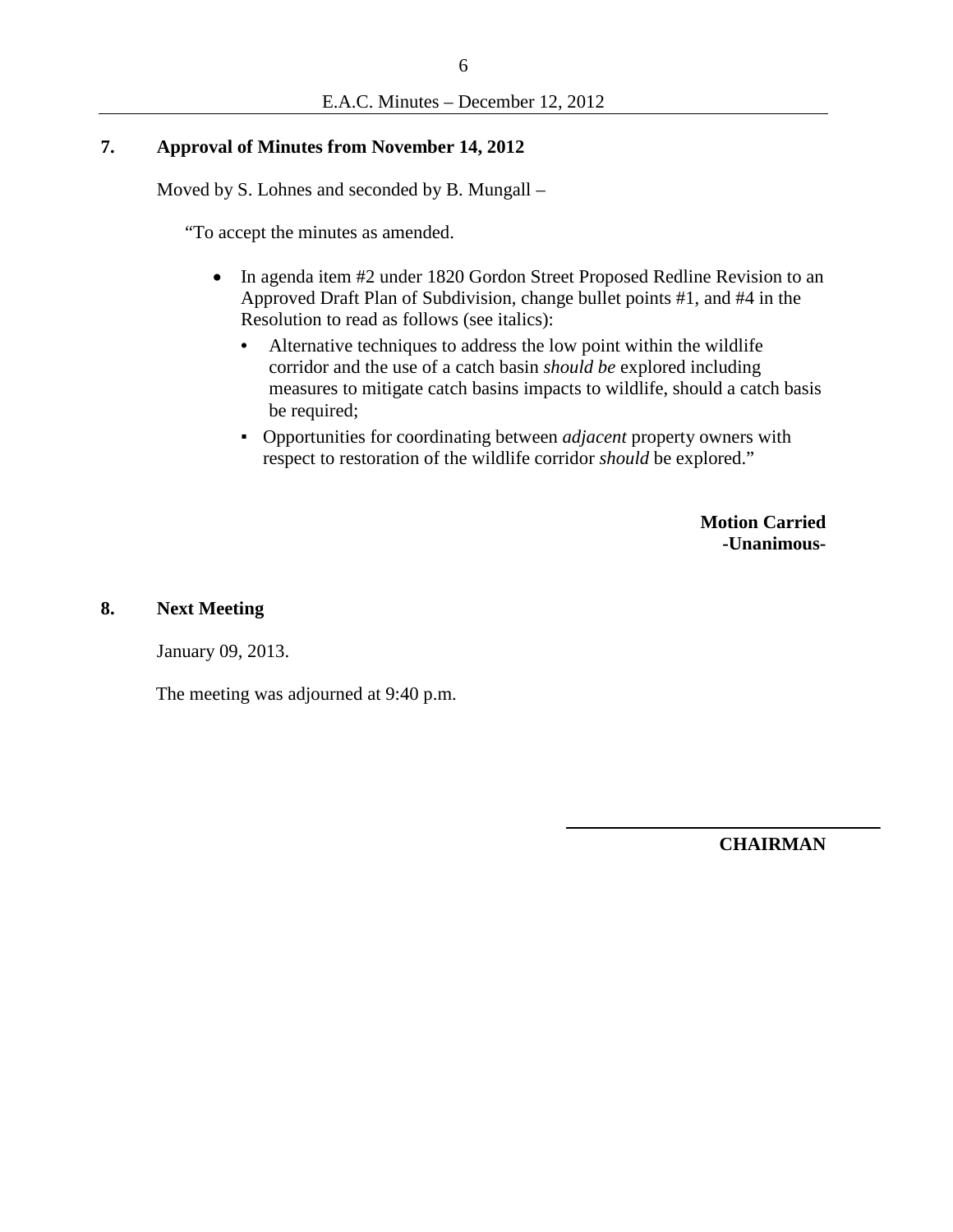## 7. Approval of Minutes from November 14, 2012

Moved by S. Lohnes and seconded by B. Mungall –

"To accept the minutes as amended.

- In agenda item #2 under 1820 Gordon Street Proposed Redline Revision to an Approved Draft Plan of Subdivision, change bullet points #1, and #4 in the Resolution to read as follows (see italics):
  - Alternative techniques to address the low point within the wildlife corridor and the use of a catch basin *should be* explored including measures to mitigate catch basins impacts to wildlife, should a catch basis be required;
  - Opportunities for coordinating between *adjacent* property owners with respect to restoration of the wildlife corridor *should* be explored."

**Motion Carried**
**-Unanimous-**

## 8. Next Meeting

January 09, 2013.

The meeting was adjourned at 9:40 p.m.

______________________________

**CHAIRMAN**